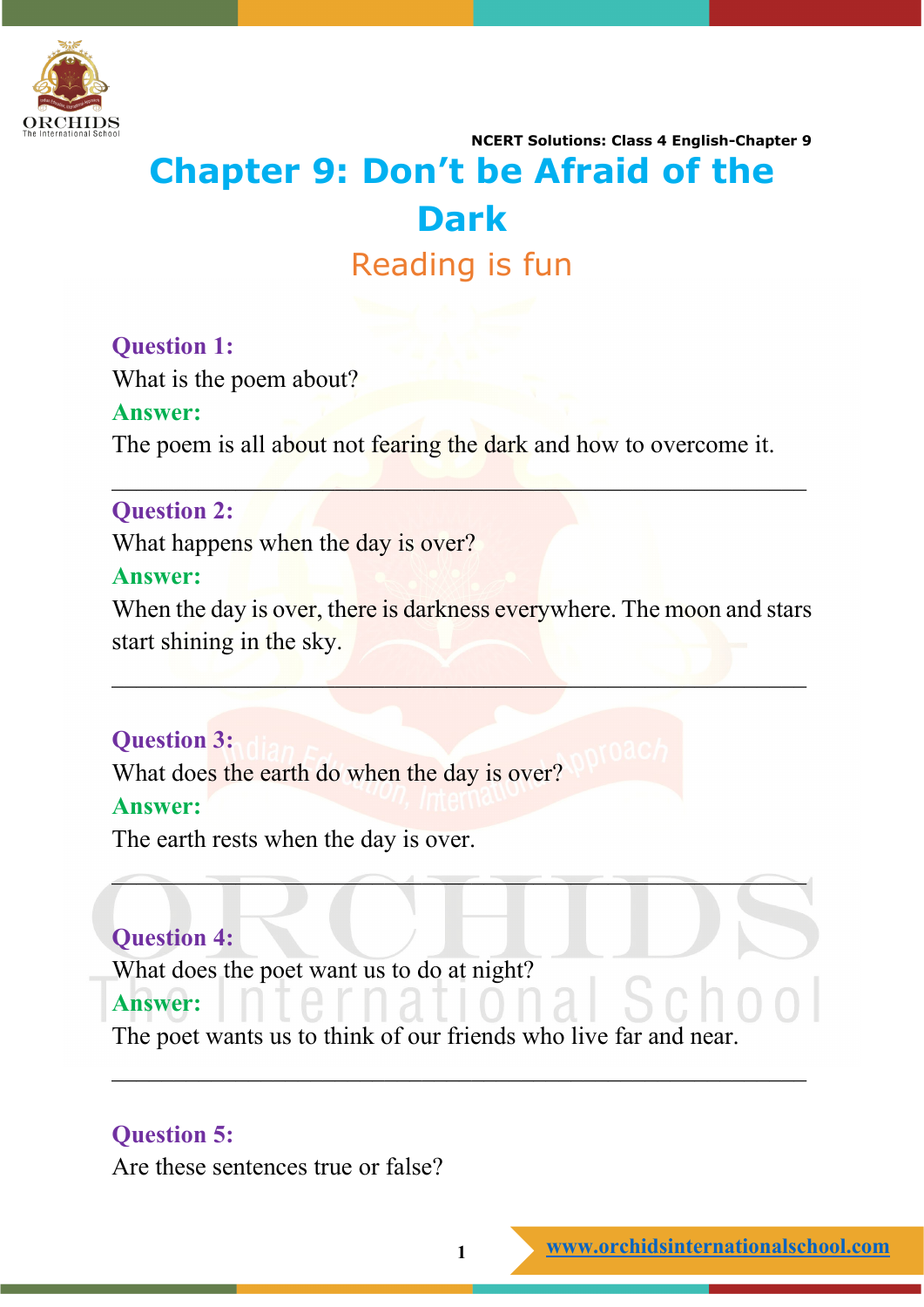# Chapter 9: Don’t be Afraid of the Dark

## Reading is fun

**Question 1:**

What is the poem about?

**Answer:**

The poem is all about not fearing the dark and how to overcome it.

---

**Question 2:**

What happens when the day is over?

**Answer:**

When the day is over, there is darkness everywhere. The moon and stars start shining in the sky.

---

**Question 3:**

What does the earth do when the day is over?

**Answer:**

The earth rests when the day is over.

---

**Question 4:**

What does the poet want us to do at night?

**Answer:**

The poet wants us to think of our friends who live far and near.

---

**Question 5:**

Are these sentences true or false?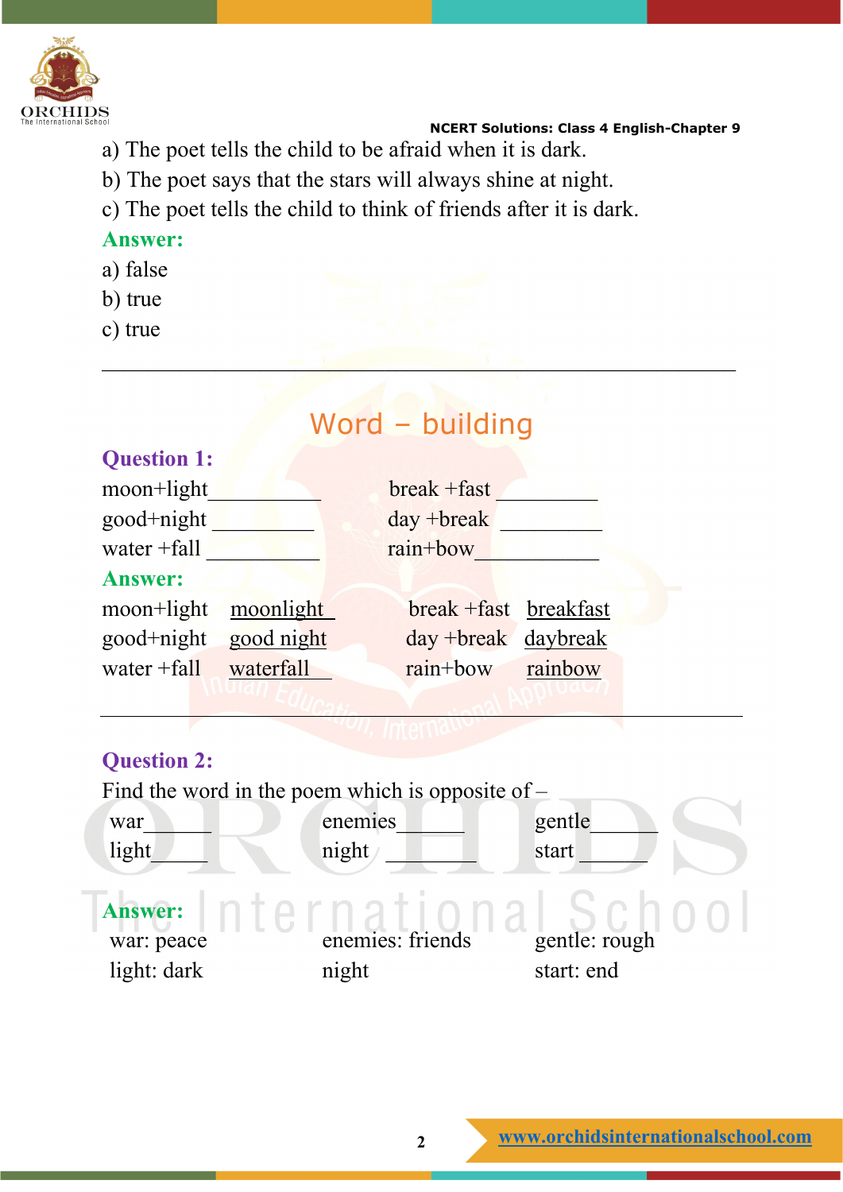a) The poet tells the child to be afraid when it is dark.

b) The poet says that the stars will always shine at night.

c) The poet tells the child to think of friends after it is dark.

**Answer:**

a) false

b) true

c) true

---

## Word – building

**Question 1:**

| | |
|---|---|
| moon+light __________ | break +fast __________ |
| good+night __________ | day +break __________ |
| water +fall __________ | rain+bow __________ |

**Answer:**

| | | | |
|---|---|---|---|
| moon+light | moonlight | break +fast | breakfast |
| good+night | good night | day +break | daybreak |
| water +fall | waterfall | rain+bow | rainbow |

---

**Question 2:**

Find the word in the poem which is opposite of –

| | | |
|---|---|---|
| war______ | enemies______ | gentle______ |
| light_____ | night _________ | start ______ |

**Answer:**

| | | |
|---|---|---|
| war: peace | enemies: friends | gentle: rough |
| light: dark | night | start: end |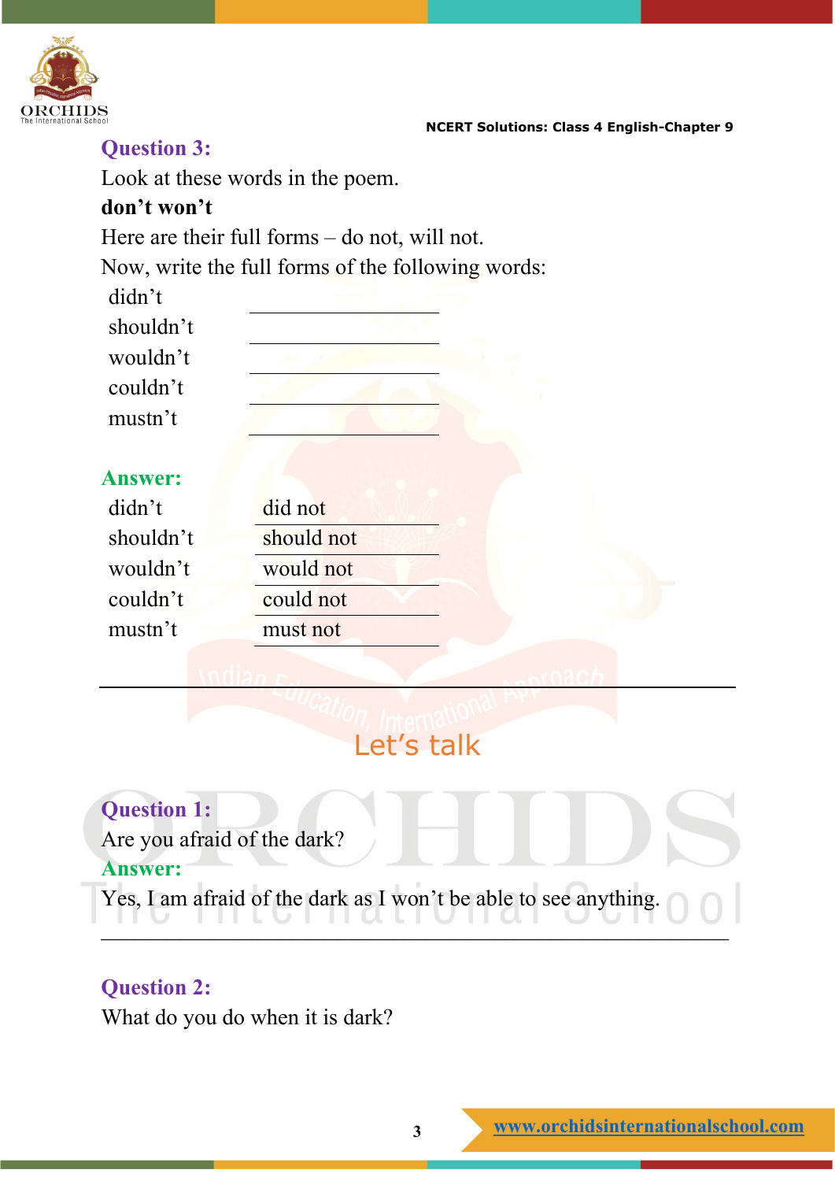### Question 3:

Look at these words in the poem.

**don't won't**

Here are their full forms – do not, will not.

Now, write the full forms of the following words:

| | |
|---|---|
| didn't | ________ |
| shouldn't | ________ |
| wouldn't | ________ |
| couldn't | ________ |
| mustn't | ________ |

### Answer:

| | |
|---|---|
| didn't | did not |
| shouldn't | should not |
| wouldn't | would not |
| couldn't | could not |
| mustn't | must not |

---

## Let's talk

### Question 1:

Are you afraid of the dark?

### Answer:

Yes, I am afraid of the dark as I won't be able to see anything.

---

### Question 2:

What do you do when it is dark?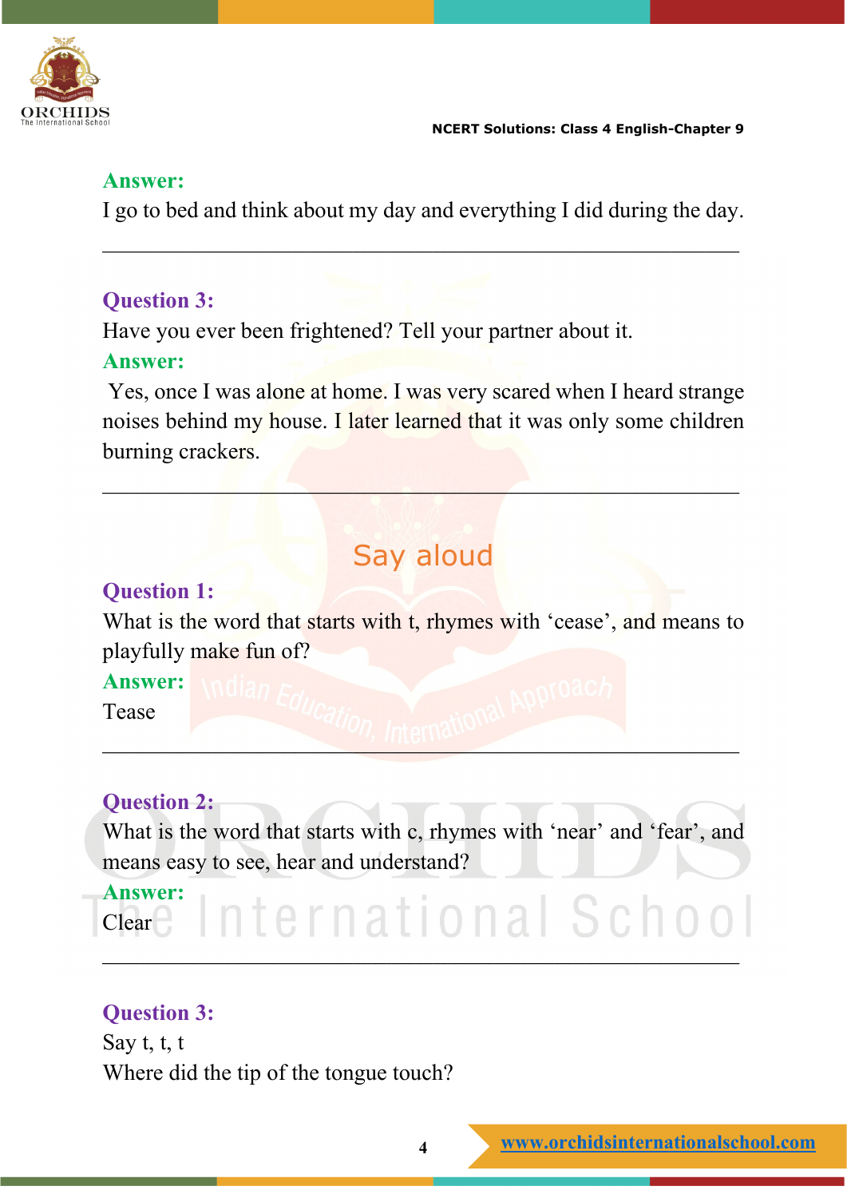**Answer:**

I go to bed and think about my day and everything I did during the day.

---

**Question 3:**

Have you ever been frightened? Tell your partner about it.

**Answer:**

Yes, once I was alone at home. I was very scared when I heard strange noises behind my house. I later learned that it was only some children burning crackers.

---

## Say aloud

**Question 1:**

What is the word that starts with t, rhymes with 'cease', and means to playfully make fun of?

**Answer:**

Tease

---

**Question 2:**

What is the word that starts with c, rhymes with 'near' and 'fear', and means easy to see, hear and understand?

**Answer:**

Clear

---

**Question 3:**

Say t, t, t

Where did the tip of the tongue touch?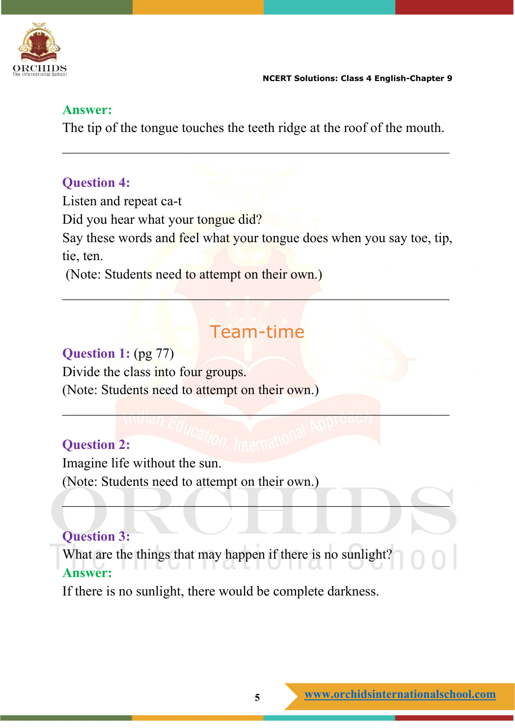**Answer:**

The tip of the tongue touches the teeth ridge at the roof of the mouth.

---

**Question 4:**

Listen and repeat ca-t

Did you hear what your tongue did?

Say these words and feel what your tongue does when you say toe, tip, tie, ten.

(Note: Students need to attempt on their own.)

---

## Team-time

**Question 1:** (pg 77)

Divide the class into four groups.

(Note: Students need to attempt on their own.)

---

**Question 2:**

Imagine life without the sun.

(Note: Students need to attempt on their own.)

---

**Question 3:**

What are the things that may happen if there is no sunlight?

**Answer:**

If there is no sunlight, there would be complete darkness.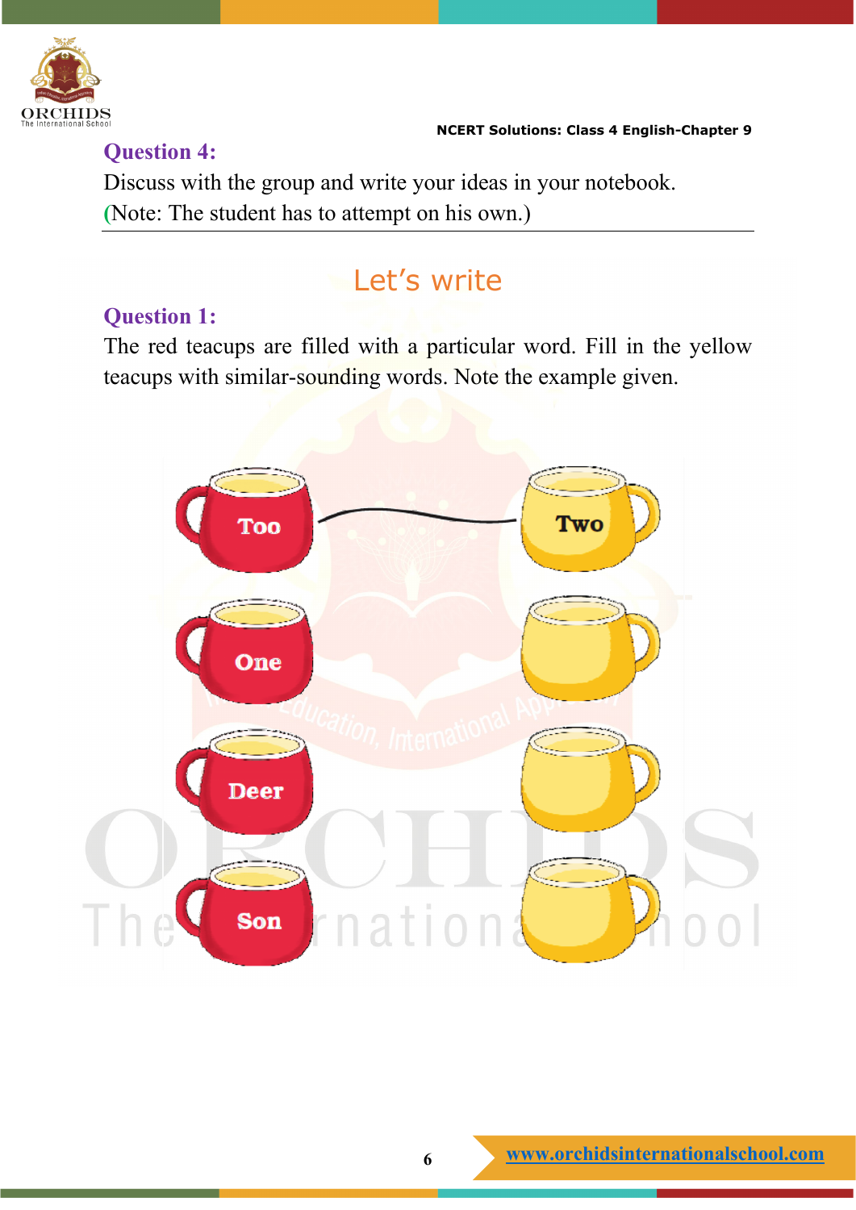**Question 4:**

Discuss with the group and write your ideas in your notebook.

(Note: The student has to attempt on his own.)

---

## Let’s write

**Question 1:**

The red teacups are filled with a particular word. Fill in the yellow teacups with similar-sounding words. Note the example given.

Too — Two

One

Deer

Son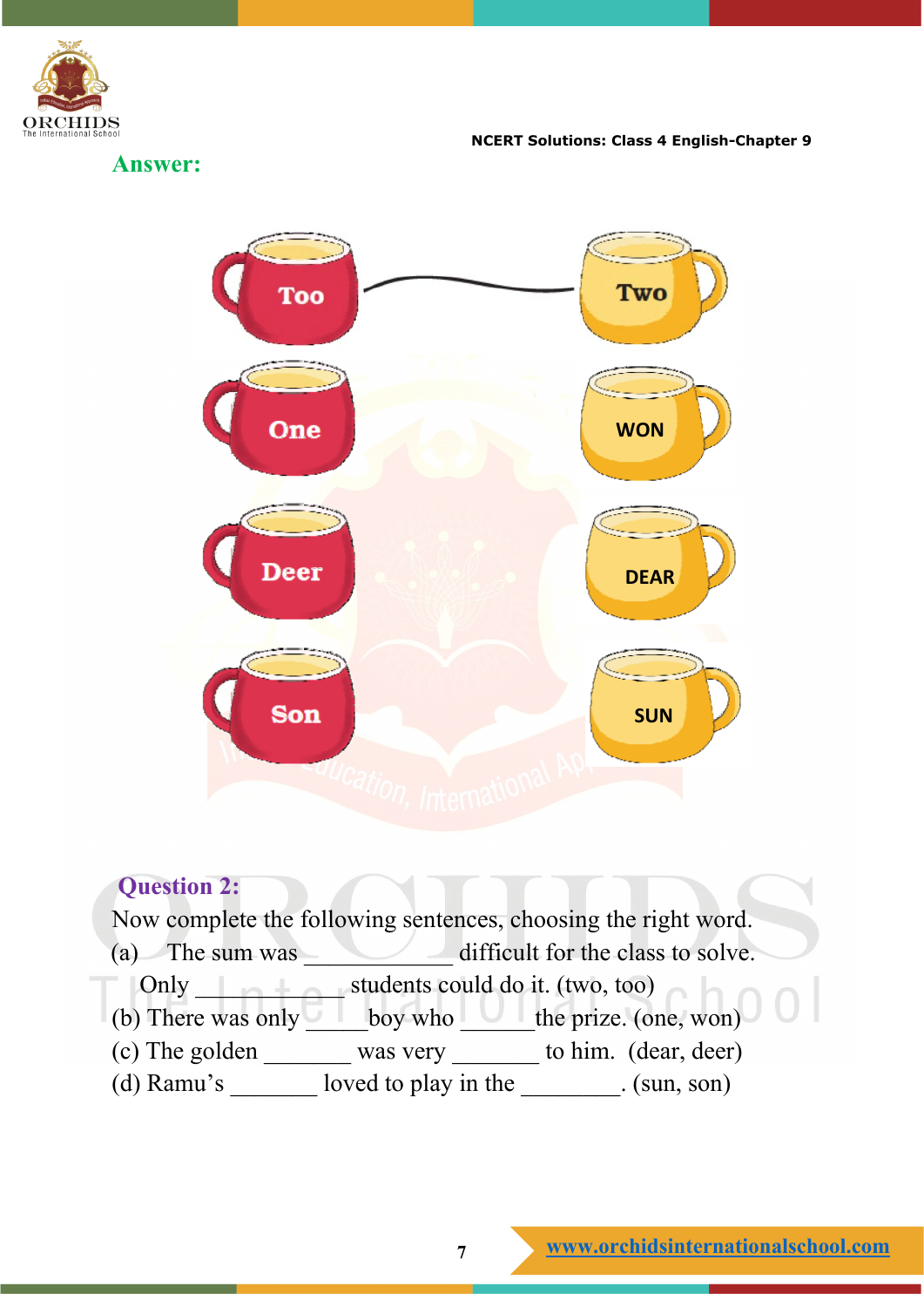**Answer:**

Too — Two

One — WON

Deer — DEAR

Son — SUN

**Question 2:**

Now complete the following sentences, choosing the right word.

(a) The sum was ____________ difficult for the class to solve. Only ___________ students could do it. (two, too)

(b) There was only _____ boy who _______ the prize. (one, won)

(c) The golden ________ was very ________ to him. (dear, deer)

(d) Ramu's ________ loved to play in the ________. (sun, son)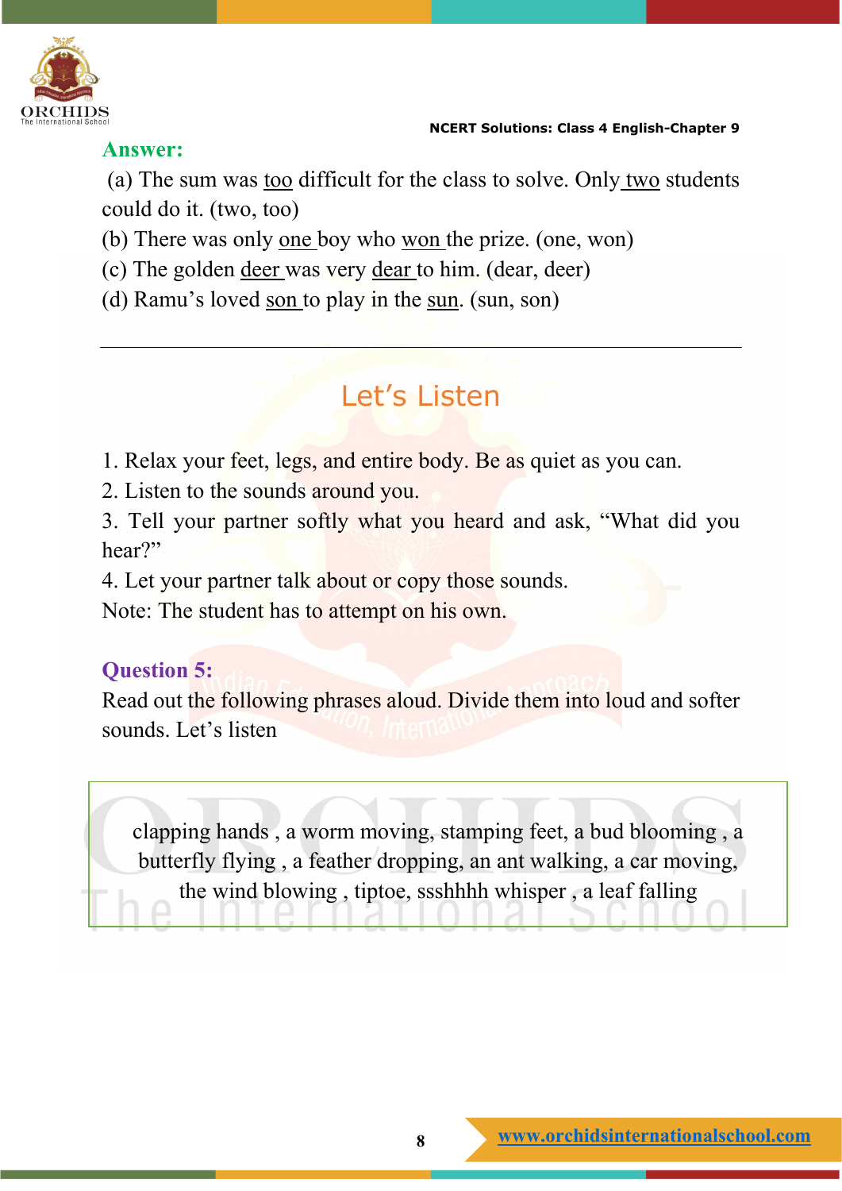**Answer:**

(a) The sum was too difficult for the class to solve. Only two students could do it. (two, too)

(b) There was only one boy who won the prize. (one, won)

(c) The golden deer was very dear to him. (dear, deer)

(d) Ramu's loved son to play in the sun. (sun, son)

---

## Let's Listen

1. Relax your feet, legs, and entire body. Be as quiet as you can.
2. Listen to the sounds around you.
3. Tell your partner softly what you heard and ask, "What did you hear?"
4. Let your partner talk about or copy those sounds.

Note: The student has to attempt on his own.

**Question 5:**

Read out the following phrases aloud. Divide them into loud and softer sounds. Let's listen

clapping hands , a worm moving, stamping feet, a bud blooming , a butterfly flying , a feather dropping, an ant walking, a car moving, the wind blowing , tiptoe, sssshhh whisper , a leaf falling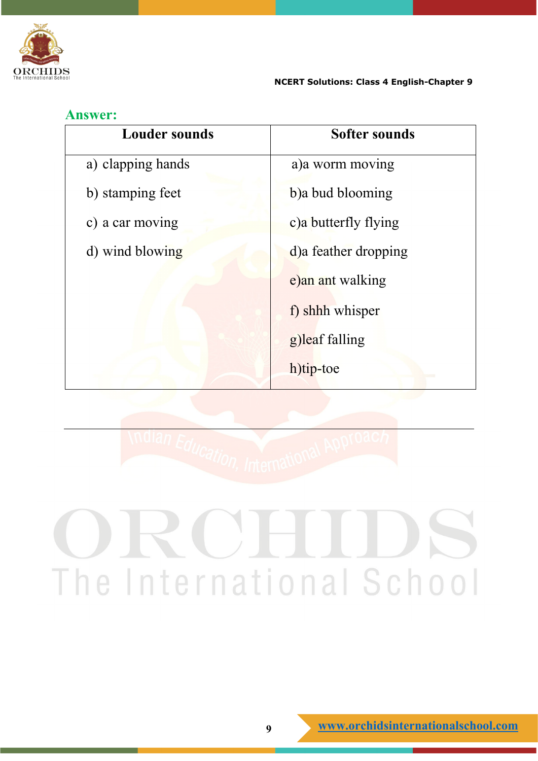**Answer:**

| Louder sounds | Softer sounds |
|---|---|
| a) clapping hands | a)a worm moving |
| b) stamping feet | b)a bud blooming |
| c) a car moving | c)a butterfly flying |
| d) wind blowing | d)a feather dropping |
| | e)an ant walking |
| | f) shhh whisper |
| | g)leaf falling |
| | h)tip-toe |